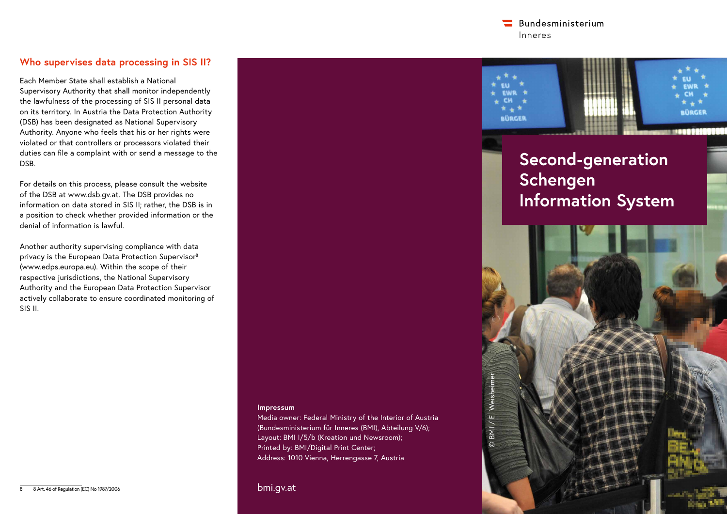## Who supervises data processing in SIS II?

Each Member State shall establish a National Supervisory Authority that shall monitor independently the lawfulness of the processing of SIS II personal data on its territory. In Austria the Data Protection Authority (DSB) has been designated as National Supervisory Authority. Anyone who feels that his or her rights were violated or that controllers or processors violated their duties can file a complaint with or send a message to the DSB.

For details on this process, please consult the website of the DSB at www.dsb.gv.at. The DSB provides no information on data stored in SIS II; rather, the DSB is in a position to check whether provided information or the denial of information is lawful.

Another authority supervising compliance with data privacy is the European Data Protection Supervisor[8] (www.edps.europa.eu). Within the scope of their respective jurisdictions, the National Supervisory Authority and the European Data Protection Supervisor actively collaborate to ensure coordinated monitoring of SIS II.

8 Art. 46 of Regulation (EC) No 1987/2006

**Impressum**
Media owner: Federal Ministry of the Interior of Austria (Bundesministerium für Inneres (BMI), Abteilung V/6);
Layout: BMI I/5/b (Kreation und Newsroom);
Printed by: BMI/Digital Print Center;
Address: 1010 Vienna, Herrengasse 7, Austria

bmi.gv.at

Bundesministerium
Inneres

# Second-generation Schengen Information System

© BMI / E. Weisheimer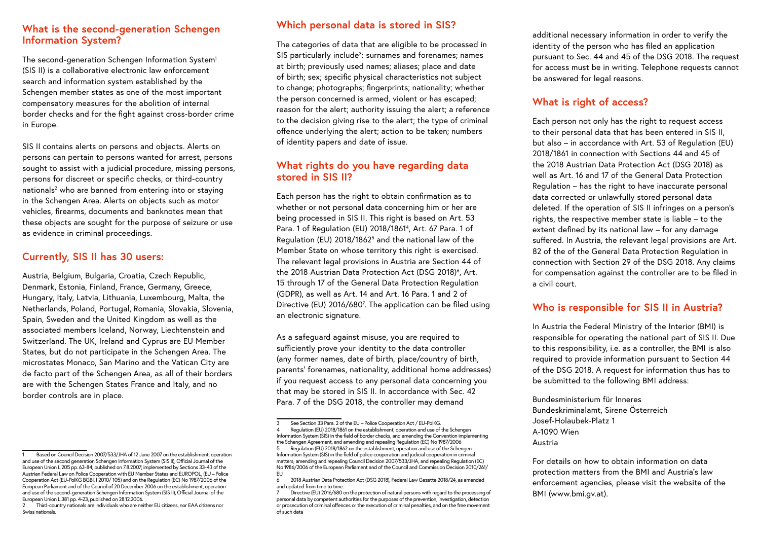## What is the second-generation Schengen Information System?

The second-generation Schengen Information System[1] (SIS II) is a collaborative electronic law enforcement search and information system established by the Schengen member states as one of the most important compensatory measures for the abolition of internal border checks and for the fight against cross-border crime in Europe.

SIS II contains alerts on persons and objects. Alerts on persons can pertain to persons wanted for arrest, persons sought to assist with a judicial procedure, missing persons, persons for discreet or specific checks, or third-country nationals[2] who are banned from entering into or staying in the Schengen Area. Alerts on objects such as motor vehicles, firearms, documents and banknotes mean that these objects are sought for the purpose of seizure or use as evidence in criminal proceedings.

## Currently, SIS II has 30 users:

Austria, Belgium, Bulgaria, Croatia, Czech Republic, Denmark, Estonia, Finland, France, Germany, Greece, Hungary, Italy, Latvia, Lithuania, Luxembourg, Malta, the Netherlands, Poland, Portugal, Romania, Slovakia, Slovenia, Spain, Sweden and the United Kingdom as well as the associated members Iceland, Norway, Liechtenstein and Switzerland. The UK, Ireland and Cyprus are EU Member States, but do not participate in the Schengen Area. The microstates Monaco, San Marino and the Vatican City are de facto part of the Schengen Area, as all of their borders are with the Schengen States France and Italy, and no border controls are in place.

[1] Based on Council Decision 2007/533/JHA of 12 June 2007 on the establishment, operation and use of the second generation Schengen Information System (SIS II), Official Journal of the European Union L 205 pp. 63-84, published on 7.8.2007; implemented by Sections 33-43 of the Austrian Federal Law on Police Cooperation with EU Member States and EUROPOL, (EU – Police Cooperation Act (EU-PolKG BGBl. I 2010/ 105) and on the Regulation (EC) No 1987/2006 of the European Parliament and of the Council of 20 December 2006 on the establishment, operation and use of the second-generation Schengen Information System (SIS II), Official Journal of the European Union L 381 pp. 4-23, published on 28.12.2006.

[2] Third-country nationals are individuals who are neither EU citizens, nor EAA citizens nor Swiss nationals.

## Which personal data is stored in SIS?

The categories of data that are eligible to be processed in SIS particularly include[3]: surnames and forenames; names at birth; previously used names; aliases; place and date of birth; sex; specific physical characteristics not subject to change; photographs; fingerprints; nationality; whether the person concerned is armed, violent or has escaped; reason for the alert; authority issuing the alert; a reference to the decision giving rise to the alert; the type of criminal offence underlying the alert; action to be taken; numbers of identity papers and date of issue.

## What rights do you have regarding data stored in SIS II?

Each person has the right to obtain confirmation as to whether or not personal data concerning him or her are being processed in SIS II. This right is based on Art. 53 Para. 1 of Regulation (EU) 2018/1861[4], Art. 67 Para. 1 of Regulation (EU) 2018/1862[5] and the national law of the Member State on whose territory this right is exercised. The relevant legal provisions in Austria are Section 44 of the 2018 Austrian Data Protection Act (DSG 2018)[6], Art. 15 through 17 of the General Data Protection Regulation (GDPR), as well as Art. 14 and Art. 16 Para. 1 and 2 of Directive (EU) 2016/680[7]. The application can be filed using an electronic signature.

As a safeguard against misuse, you are required to sufficiently prove your identity to the data controller (any former names, date of birth, place/country of birth, parents' forenames, nationality, additional home addresses) if you request access to any personal data concerning you that may be stored in SIS II. In accordance with Sec. 42 Para. 7 of the DSG 2018, the controller may demand additional necessary information in order to verify the identity of the person who has filed an application pursuant to Sec. 44 and 45 of the DSG 2018. The request for access must be in writing. Telephone requests cannot be answered for legal reasons.

[3] See Section 33 Para. 2 of the EU – Police Cooperation Act / EU-PolKG.

[4] Regulation (EU) 2018/1861 on the establishment, operation and use of the Schengen Information System (SIS) in the field of border checks, and amending the Convention implementing the Schengen Agreement, and amending and repealing Regulation (EC) No 1987/2006

[5] Regulation (EU) 2018/1862 on the establishment, operation and use of the Schengen Information System (SIS) in the field of police cooperation and judicial cooperation in criminal matters, amending and repealing Council Decision 2007/533/JHA, and repealing Regulation (EC) No 1986/2006 of the European Parliament and of the Council and Commission Decision 2010/261/EU

[6] 2018 Austrian Data Protection Act (DSG 2018), Federal Law Gazette 2018/24, as amended and updated from time to time.

[7] Directive (EU) 2016/680 on the protection of natural persons with regard to the processing of personal data by competent authorities for the purposes of the prevention, investigation, detection or prosecution of criminal offences or the execution of criminal penalties, and on the free movement of such data

## What is right of access?

Each person not only has the right to request access to their personal data that has been entered in SIS II, but also – in accordance with Art. 53 of Regulation (EU) 2018/1861 in connection with Sections 44 and 45 of the 2018 Austrian Data Protection Act (DSG 2018) as well as Art. 16 and 17 of the General Data Protection Regulation – has the right to have inaccurate personal data corrected or unlawfully stored personal data deleted. If the operation of SIS II infringes on a person's rights, the respective member state is liable – to the extent defined by its national law – for any damage suffered. In Austria, the relevant legal provisions are Art. 82 of the of the General Data Protection Regulation in connection with Section 29 of the DSG 2018. Any claims for compensation against the controller are to be filed in a civil court.

## Who is responsible for SIS II in Austria?

In Austria the Federal Ministry of the Interior (BMI) is responsible for operating the national part of SIS II. Due to this responsibility, i.e. as a controller, the BMI is also required to provide information pursuant to Section 44 of the DSG 2018. A request for information thus has to be submitted to the following BMI address:

Bundesministerium für Inneres
Bundeskriminalamt, Sirene Österreich
Josef-Holaubek-Platz 1
A-1090 Wien
Austria

For details on how to obtain information on data protection matters from the BMI and Austria's law enforcement agencies, please visit the website of the BMI (www.bmi.gv.at).